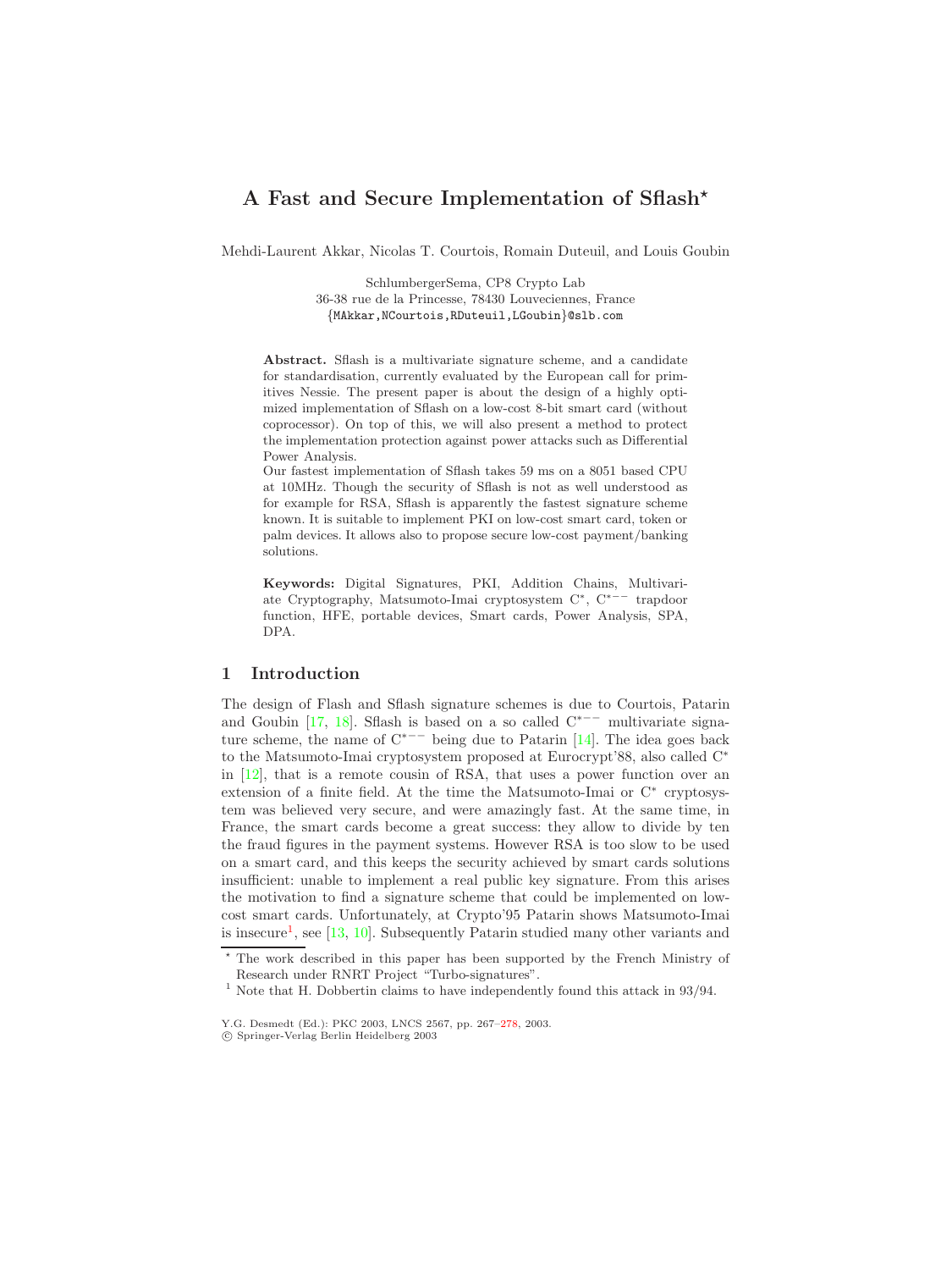# A Fast and Secure Implementation of Sflash*

Mehdi-Laurent Akkar, Nicolas T. Courtois, Romain Duteuil, and Louis Goubin

SchlumbergerSema, CP8 Crypto Lab
36-38 rue de la Princesse, 78430 Louveciennes, France
{MAkkar,NCourtois,RDuteuil,LGoubin}@slb.com

**Abstract.** Sflash is a multivariate signature scheme, and a candidate for standardisation, currently evaluated by the European call for primitives Nessie. The present paper is about the design of a highly optimized implementation of Sflash on a low-cost 8-bit smart card (without coprocessor). On top of this, we will also present a method to protect the implementation protection against power attacks such as Differential Power Analysis.

Our fastest implementation of Sflash takes 59 ms on a 8051 based CPU at 10MHz. Though the security of Sflash is not as well understood as for example for RSA, Sflash is apparently the fastest signature scheme known. It is suitable to implement PKI on low-cost smart card, token or palm devices. It allows also to propose secure low-cost payment/banking solutions.

**Keywords:** Digital Signatures, PKI, Addition Chains, Multivariate Cryptography, Matsumoto-Imai cryptosystem $C^*$, $C^{*--}$ trapdoor function, HFE, portable devices, Smart cards, Power Analysis, SPA, DPA.

## 1 Introduction

The design of Flash and Sflash signature schemes is due to Courtois, Patarin and Goubin [17, 18]. Sflash is based on a so called $C^{*--}$ multivariate signature scheme, the name of $C^{*--}$ being due to Patarin [14]. The idea goes back to the Matsumoto-Imai cryptosystem proposed at Eurocrypt'88, also called $C^*$ in [12], that is a remote cousin of RSA, that uses a power function over an extension of a finite field. At the time the Matsumoto-Imai or $C^*$ cryptosystem was believed very secure, and were amazingly fast. At the same time, in France, the smart cards become a great success: they allow to divide by ten the fraud figures in the payment systems. However RSA is too slow to be used on a smart card, and this keeps the security achieved by smart cards solutions insufficient: unable to implement a real public key signature. From this arises the motivation to find a signature scheme that could be implemented on low-cost smart cards. Unfortunately, at Crypto'95 Patarin shows Matsumoto-Imai is insecure[1], see [13, 10]. Subsequently Patarin studied many other variants and

---

* The work described in this paper has been supported by the French Ministry of Research under RNRT Project "Turbo-signatures".

[1] Note that H. Dobbertin claims to have independently found this attack in 93/94.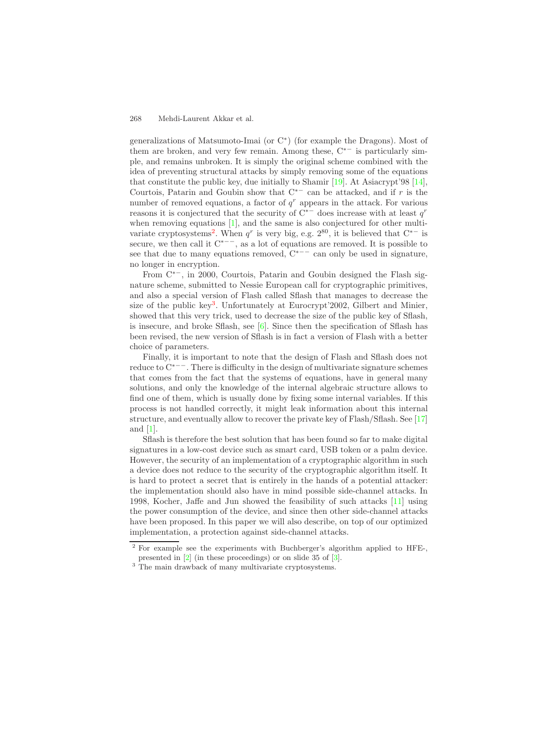generalizations of Matsumoto-Imai (or $C^*$) (for example the Dragons). Most of them are broken, and very few remain. Among these, $C^{*-}$ is particularly simple, and remains unbroken. It is simply the original scheme combined with the idea of preventing structural attacks by simply removing some of the equations that constitute the public key, due initially to Shamir [19]. At Asiacrypt'98 [14], Courtois, Patarin and Goubin show that $C^{*-}$ can be attacked, and if $r$ is the number of removed equations, a factor of $q^r$ appears in the attack. For various reasons it is conjectured that the security of $C^{*-}$ does increase with at least $q^r$ when removing equations [1], and the same is also conjectured for other multivariate cryptosystems[2]. When $q^r$ is very big, e.g. $2^{80}$, it is believed that $C^{*-}$ is secure, we then call it $C^{*--}$, as a lot of equations are removed. It is possible to see that due to many equations removed, $C^{*--}$ can only be used in signature, no longer in encryption.

From $C^{*-}$, in 2000, Courtois, Patarin and Goubin designed the Flash signature scheme, submitted to Nessie European call for cryptographic primitives, and also a special version of Flash called Sflash that manages to decrease the size of the public key[3]. Unfortunately at Eurocrypt'2002, Gilbert and Minier, showed that this very trick, used to decrease the size of the public key of Sflash, is insecure, and broke Sflash, see [6]. Since then the specification of Sflash has been revised, the new version of Sflash is in fact a version of Flash with a better choice of parameters.

Finally, it is important to note that the design of Flash and Sflash does not reduce to $C^{*--}$. There is difficulty in the design of multivariate signature schemes that comes from the fact that the systems of equations, have in general many solutions, and only the knowledge of the internal algebraic structure allows to find one of them, which is usually done by fixing some internal variables. If this process is not handled correctly, it might leak information about this internal structure, and eventually allow to recover the private key of Flash/Sflash. See [17] and [1].

Sflash is therefore the best solution that has been found so far to make digital signatures in a low-cost device such as smart card, USB token or a palm device. However, the security of an implementation of a cryptographic algorithm in such a device does not reduce to the security of the cryptographic algorithm itself. It is hard to protect a secret that is entirely in the hands of a potential attacker: the implementation should also have in mind possible side-channel attacks. In 1998, Kocher, Jaffe and Jun showed the feasibility of such attacks [11] using the power consumption of the device, and since then other side-channel attacks have been proposed. In this paper we will also describe, on top of our optimized implementation, a protection against side-channel attacks.

---

[2] For example see the experiments with Buchberger's algorithm applied to HFE-, presented in [2] (in these proceedings) or on slide 35 of [3].

[3] The main drawback of many multivariate cryptosystems.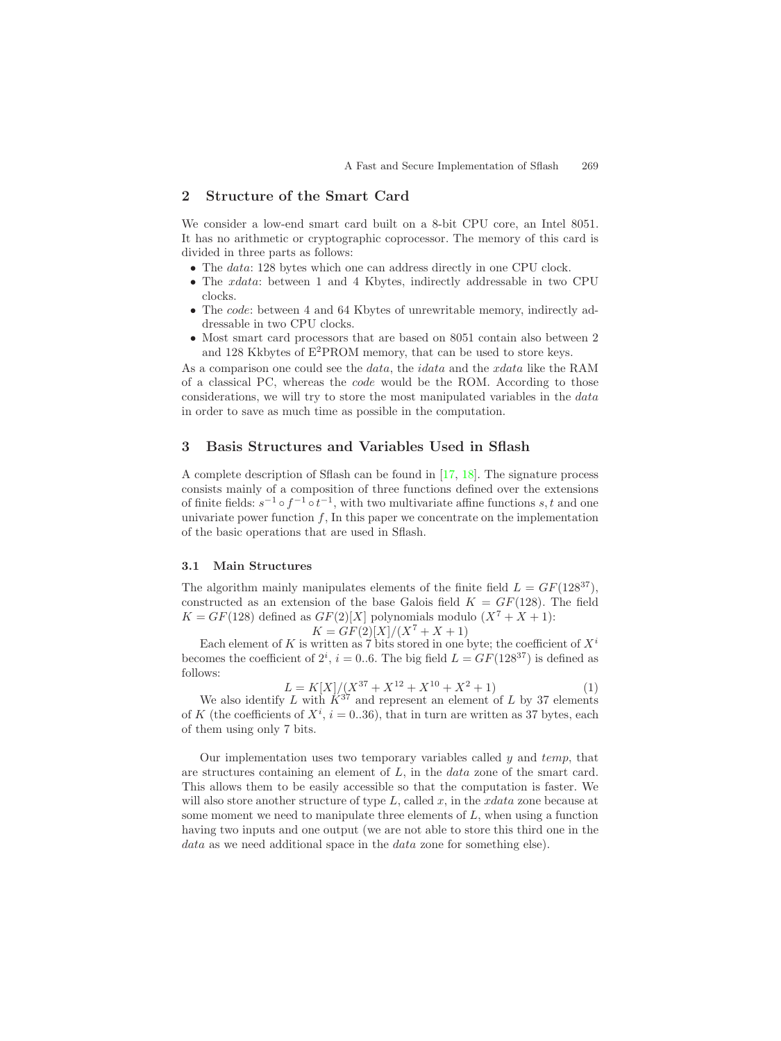## 2 Structure of the Smart Card

We consider a low-end smart card built on a 8-bit CPU core, an Intel 8051. It has no arithmetic or cryptographic coprocessor. The memory of this card is divided in three parts as follows:

- The *data*: 128 bytes which one can address directly in one CPU clock.
- The *xdata*: between 1 and 4 Kbytes, indirectly addressable in two CPU clocks.
- The *code*: between 4 and 64 Kbytes of unrewritable memory, indirectly addressable in two CPU clocks.
- Most smart card processors that are based on 8051 contain also between 2 and 128 Kkbytes of E$^2$PROM memory, that can be used to store keys.

As a comparison one could see the *data*, the *idata* and the *xdata* like the RAM of a classical PC, whereas the *code* would be the ROM. According to those considerations, we will try to store the most manipulated variables in the *data* in order to save as much time as possible in the computation.

## 3 Basis Structures and Variables Used in Sflash

A complete description of Sflash can be found in [17, 18]. The signature process consists mainly of a composition of three functions defined over the extensions of finite fields: $s^{-1} \circ f^{-1} \circ t^{-1}$, with two multivariate affine functions $s, t$ and one univariate power function $f$, In this paper we concentrate on the implementation of the basic operations that are used in Sflash.

### 3.1 Main Structures

The algorithm mainly manipulates elements of the finite field $L = GF(128^{37})$, constructed as an extension of the base Galois field $K = GF(128)$. The field $K = GF(128)$ defined as $GF(2)[X]$ polynomials modulo $(X^7 + X + 1)$:

$$K = GF(2)[X]/(X^7 + X + 1)$$

Each element of $K$ is written as 7 bits stored in one byte; the coefficient of $X^i$ becomes the coefficient of $2^i$, $i = 0..6$. The big field $L = GF(128^{37})$ is defined as follows:

$$L = K[X]/(X^{37} + X^{12} + X^{10} + X^2 + 1) \tag{1}$$

We also identify $L$ with $K^{37}$ and represent an element of $L$ by 37 elements of $K$ (the coefficients of $X^i$, $i = 0..36$), that in turn are written as 37 bytes, each of them using only 7 bits.

Our implementation uses two temporary variables called $y$ and $temp$, that are structures containing an element of $L$, in the *data* zone of the smart card. This allows them to be easily accessible so that the computation is faster. We will also store another structure of type $L$, called $x$, in the *xdata* zone because at some moment we need to manipulate three elements of $L$, when using a function having two inputs and one output (we are not able to store this third one in the *data* as we need additional space in the *data* zone for something else).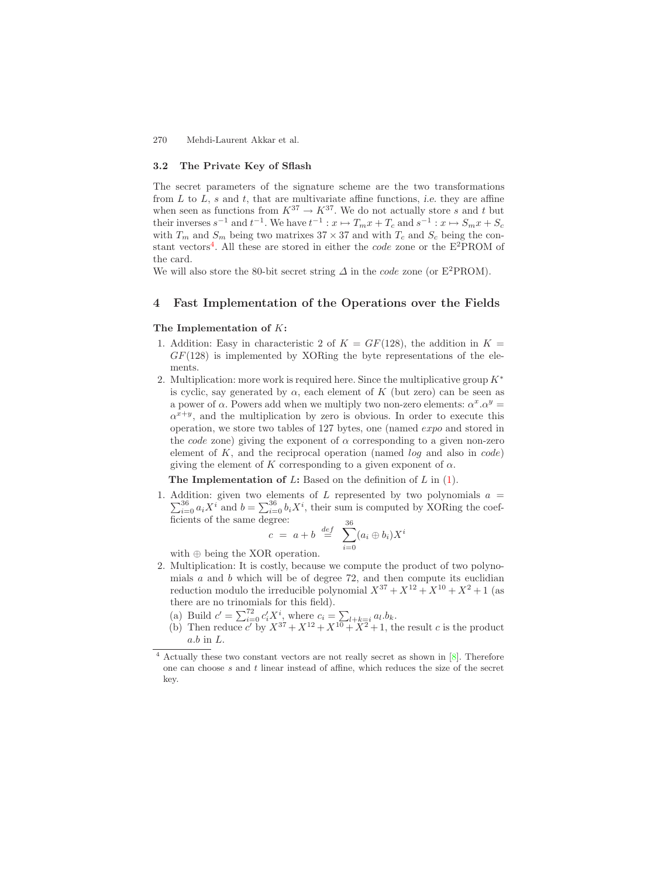### 3.2 The Private Key of Sflash

The secret parameters of the signature scheme are the two transformations from $L$ to $L$, $s$ and $t$, that are multivariate affine functions, *i.e.* they are affine when seen as functions from $K^{37} \to K^{37}$. We do not actually store $s$ and $t$ but their inverses $s^{-1}$ and $t^{-1}$. We have $t^{-1} : x \mapsto T_m x + T_c$ and $s^{-1} : x \mapsto S_m x + S_c$ with $T_m$ and $S_m$ being two matrixes $37 \times 37$ and with $T_c$ and $S_c$ being the constant vectors[4]. All these are stored in either the *code* zone or the E$^2$PROM of the card.

We will also store the 80-bit secret string $\Delta$ in the *code* zone (or E$^2$PROM).

## 4 Fast Implementation of the Operations over the Fields

**The Implementation of $K$:**

1. Addition: Easy in characteristic 2 of $K = GF(128)$, the addition in $K = GF(128)$ is implemented by XORing the byte representations of the elements.
2. Multiplication: more work is required here. Since the multiplicative group $K^*$ is cyclic, say generated by $\alpha$, each element of $K$ (but zero) can be seen as a power of $\alpha$. Powers add when we multiply two non-zero elements: $\alpha^x.\alpha^y = \alpha^{x+y}$, and the multiplication by zero is obvious. In order to execute this operation, we store two tables of 127 bytes, one (named *expo* and stored in the *code* zone) giving the exponent of $\alpha$ corresponding to a given non-zero element of $K$, and the reciprocal operation (named *log* and also in *code*) giving the element of $K$ corresponding to a given exponent of $\alpha$.

**The Implementation of $L$:** Based on the definition of $L$ in (1).

1. Addition: given two elements of $L$ represented by two polynomials $a = \sum_{i=0}^{36} a_i X^i$ and $b = \sum_{i=0}^{36} b_i X^i$, their sum is computed by XORing the coefficients of the same degree:
$$c \;=\; a + b \;\stackrel{def}{=}\; \sum_{i=0}^{36} (a_i \oplus b_i) X^i$$
with $\oplus$ being the XOR operation.
2. Multiplication: It is costly, because we compute the product of two polynomials $a$ and $b$ which will be of degree 72, and then compute its euclidian reduction modulo the irreducible polynomial $X^{37} + X^{12} + X^{10} + X^2 + 1$ (as there are no trinomials for this field).
   (a) Build $c' = \sum_{i=0}^{72} c'_i X^i$, where $c_i = \sum_{l+k=i} a_l.b_k$.
   (b) Then reduce $c'$ by $X^{37} + X^{12} + X^{10} + X^2 + 1$, the result $c$ is the product $a.b$ in $L$.

[4] Actually these two constant vectors are not really secret as shown in [8]. Therefore one can choose $s$ and $t$ linear instead of affine, which reduces the size of the secret key.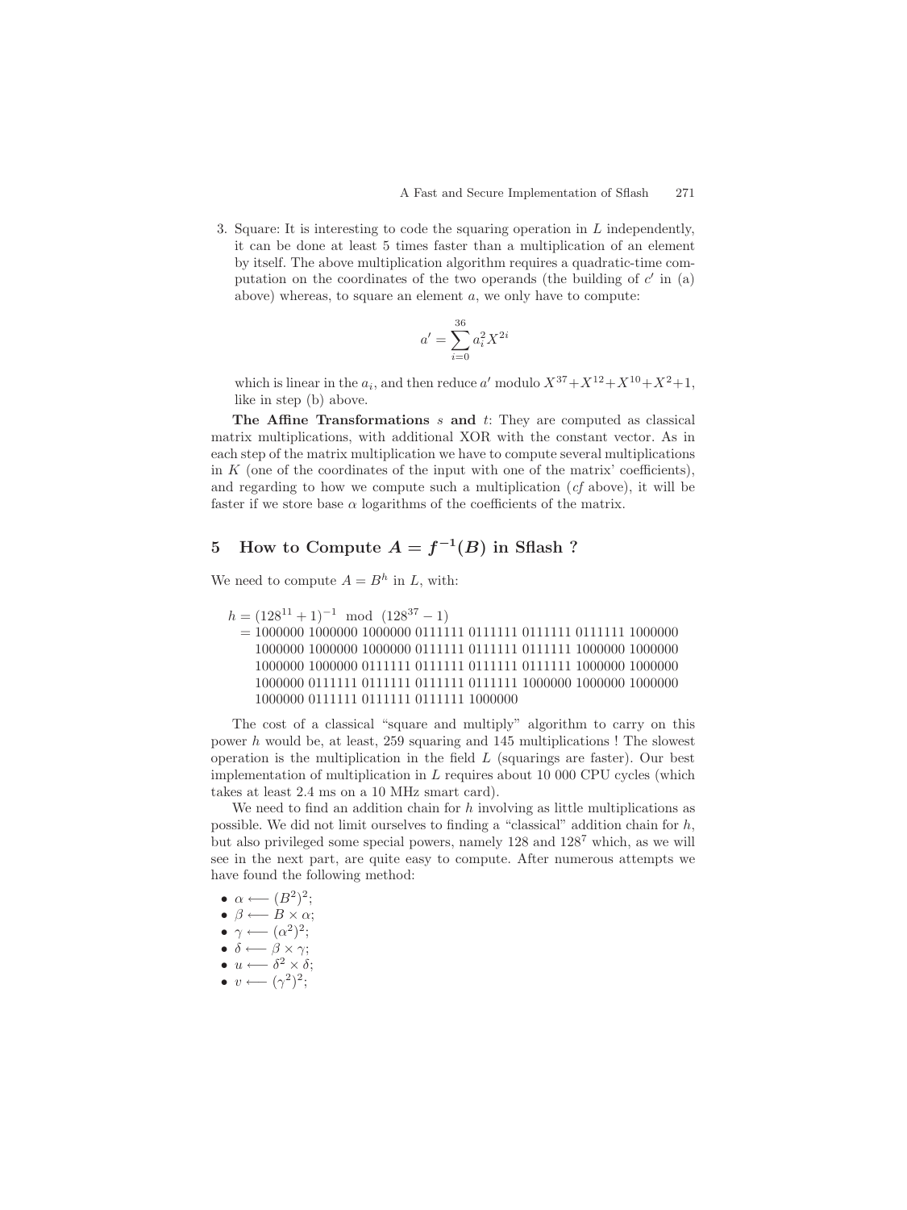3. Square: It is interesting to code the squaring operation in $L$ independently, it can be done at least 5 times faster than a multiplication of an element by itself. The above multiplication algorithm requires a quadratic-time computation on the coordinates of the two operands (the building of $c'$ in (a) above) whereas, to square an element $a$, we only have to compute:

$$a' = \sum_{i=0}^{36} a_i^2 X^{2i}$$

which is linear in the $a_i$, and then reduce $a'$ modulo $X^{37}+X^{12}+X^{10}+X^2+1$, like in step (b) above.

**The Affine Transformations** $s$ **and** $t$: They are computed as classical matrix multiplications, with additional XOR with the constant vector. As in each step of the matrix multiplication we have to compute several multiplications in $K$ (one of the coordinates of the input with one of the matrix' coefficients), and regarding to how we compute such a multiplication (*cf* above), it will be faster if we store base $\alpha$ logarithms of the coefficients of the matrix.

## 5 How to Compute $A = f^{-1}(B)$ in Sflash ?

We need to compute $A = B^h$ in $L$, with:

$$\begin{aligned}
h &= (128^{11}+1)^{-1} \mod (128^{37}-1) \\
&= 1000000\ 1000000\ 1000000\ 0111111\ 0111111\ 0111111\ 0111111\ 1000000 \\
&\quad 1000000\ 1000000\ 1000000\ 0111111\ 0111111\ 0111111\ 1000000\ 1000000 \\
&\quad 1000000\ 1000000\ 0111111\ 0111111\ 0111111\ 0111111\ 1000000\ 1000000 \\
&\quad 1000000\ 0111111\ 0111111\ 0111111\ 0111111\ 1000000\ 1000000\ 1000000 \\
&\quad 1000000\ 0111111\ 0111111\ 0111111\ 1000000
\end{aligned}$$

The cost of a classical "square and multiply" algorithm to carry on this power $h$ would be, at least, 259 squaring and 145 multiplications ! The slowest operation is the multiplication in the field $L$ (squarings are faster). Our best implementation of multiplication in $L$ requires about 10 000 CPU cycles (which takes at least 2.4 ms on a 10 MHz smart card).

We need to find an addition chain for $h$ involving as little multiplications as possible. We did not limit ourselves to finding a "classical" addition chain for $h$, but also privileged some special powers, namely 128 and $128^7$ which, as we will see in the next part, are quite easy to compute. After numerous attempts we have found the following method:

- $\alpha \longleftarrow (B^2)^2$;
- $\beta \longleftarrow B \times \alpha$;
- $\gamma \longleftarrow (\alpha^2)^2$;
- $\delta \longleftarrow \beta \times \gamma$;
- $u \longleftarrow \delta^2 \times \delta$;
- $v \longleftarrow (\gamma^2)^2$;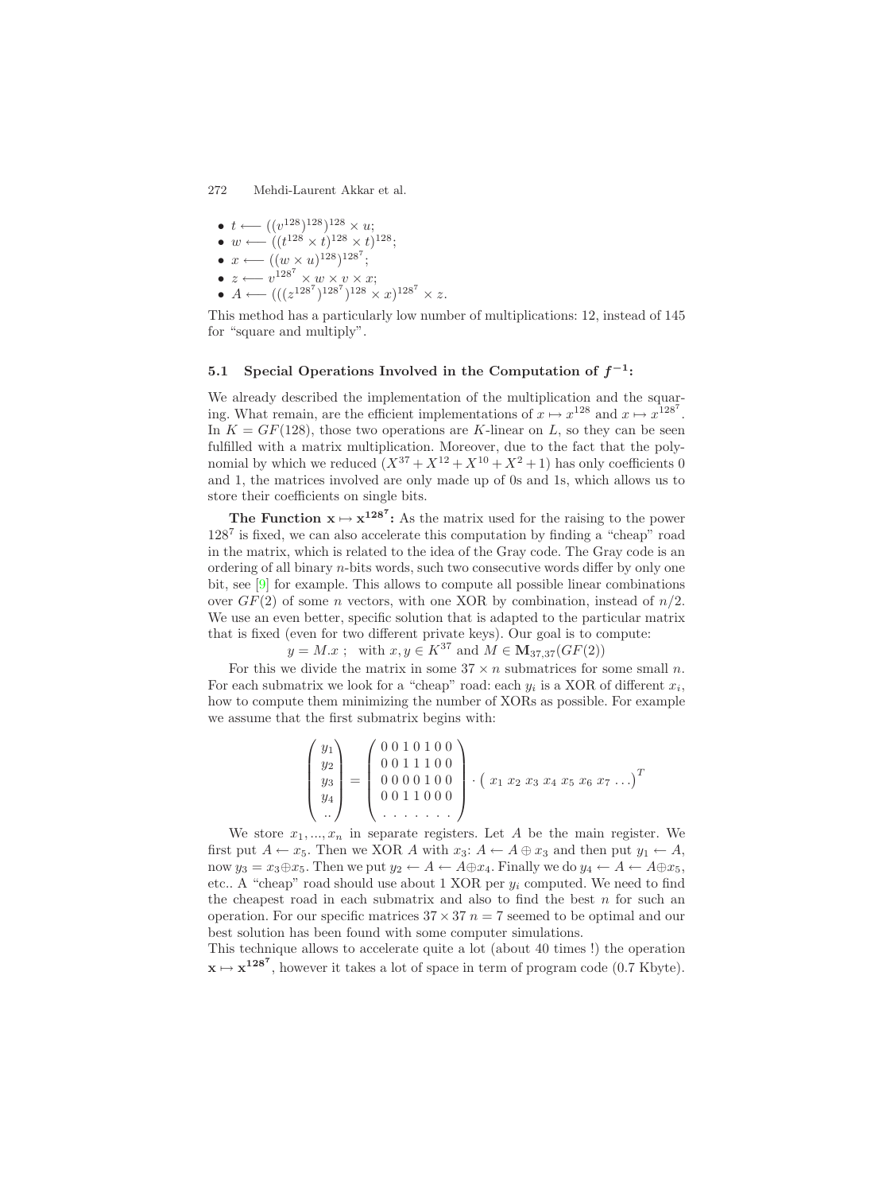- $t \longleftarrow ((v^{128})^{128})^{128} \times u$;
- $w \longleftarrow ((t^{128} \times t)^{128} \times t)^{128}$;
- $x \longleftarrow ((w \times u)^{128})^{128^7}$;
- $z \longleftarrow v^{128^7} \times w \times v \times x$;
- $A \longleftarrow (((z^{128^7})^{128^7})^{128} \times x)^{128^7} \times z$.

This method has a particularly low number of multiplications: 12, instead of 145 for "square and multiply".

### 5.1 Special Operations Involved in the Computation of $f^{-1}$:

We already described the implementation of the multiplication and the squaring. What remain, are the efficient implementations of $x \mapsto x^{128}$ and $x \mapsto x^{128^7}$. In $K = GF(128)$, those two operations are $K$-linear on $L$, so they can be seen fulfilled with a matrix multiplication. Moreover, due to the fact that the polynomial by which we reduced ($X^{37} + X^{12} + X^{10} + X^2 + 1$) has only coefficients 0 and 1, the matrices involved are only made up of 0s and 1s, which allows us to store their coefficients on single bits.

**The Function $\mathbf{x \mapsto x^{128^7}}$:** As the matrix used for the raising to the power $128^7$ is fixed, we can also accelerate this computation by finding a "cheap" road in the matrix, which is related to the idea of the Gray code. The Gray code is an ordering of all binary $n$-bits words, such two consecutive words differ by only one bit, see [9] for example. This allows to compute all possible linear combinations over $GF(2)$ of some $n$ vectors, with one XOR by combination, instead of $n/2$. We use an even better, specific solution that is adapted to the particular matrix that is fixed (even for two different private keys). Our goal is to compute:

$$y = M.x \; ; \quad \text{with } x, y \in K^{37} \text{ and } M \in \mathbf{M}_{37,37}(GF(2))$$

For this we divide the matrix in some $37 \times n$ submatrices for some small $n$. For each submatrix we look for a "cheap" road: each $y_i$ is a XOR of different $x_i$, how to compute them minimizing the number of XORs as possible. For example we assume that the first submatrix begins with:

$$\begin{pmatrix} y_1 \\ y_2 \\ y_3 \\ y_4 \\ .. \end{pmatrix} = \begin{pmatrix} 0\,0\,1\,0\,1\,0\,0 \\ 0\,0\,1\,1\,1\,0\,0 \\ 0\,0\,0\,0\,1\,0\,0 \\ 0\,0\,1\,1\,0\,0\,0 \\ .\,.\,.\,.\,.\,.\,. \end{pmatrix} \cdot \begin{pmatrix} x_1 \; x_2 \; x_3 \; x_4 \; x_5 \; x_6 \; x_7 \; \ldots \end{pmatrix}^T$$

We store $x_1, ..., x_n$ in separate registers. Let $A$ be the main register. We first put $A \leftarrow x_5$. Then we XOR $A$ with $x_3$: $A \leftarrow A \oplus x_3$ and then put $y_1 \leftarrow A$, now $y_3 = x_3 \oplus x_5$. Then we put $y_2 \leftarrow A \leftarrow A \oplus x_4$. Finally we do $y_4 \leftarrow A \leftarrow A \oplus x_5$, etc.. A "cheap" road should use about 1 XOR per $y_i$ computed. We need to find the cheapest road in each submatrix and also to find the best $n$ for such an operation. For our specific matrices $37 \times 37$ $n = 7$ seemed to be optimal and our best solution has been found with some computer simulations.

This technique allows to accelerate quite a lot (about 40 times !) the operation $\mathbf{x \mapsto x^{128^7}}$, however it takes a lot of space in term of program code (0.7 Kbyte).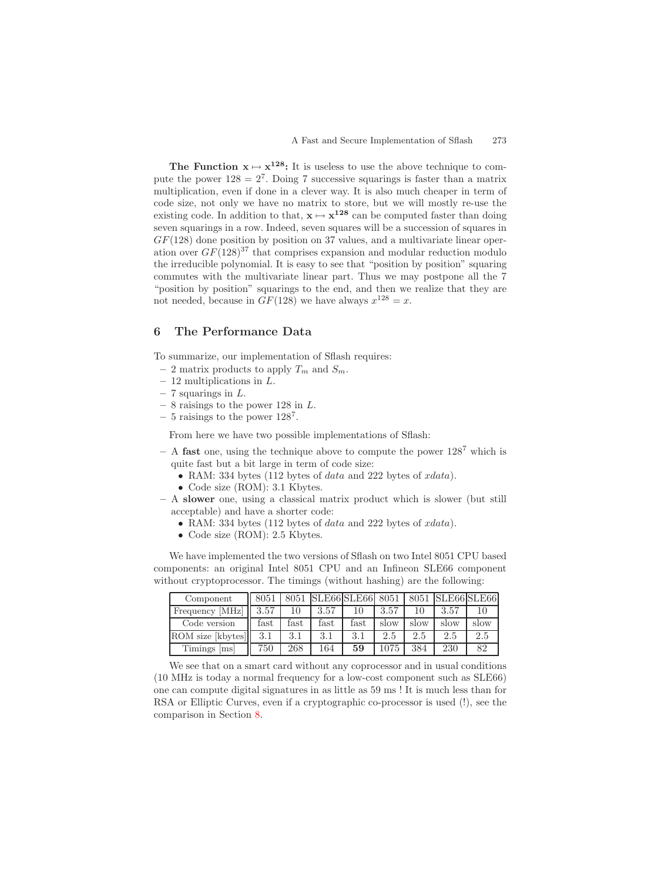**The Function $\mathbf{x} \mapsto \mathbf{x^{128}}$:** It is useless to use the above technique to compute the power $128 = 2^7$. Doing 7 successive squarings is faster than a matrix multiplication, even if done in a clever way. It is also much cheaper in term of code size, not only we have no matrix to store, but we will mostly re-use the existing code. In addition to that, $\mathbf{x} \mapsto \mathbf{x^{128}}$ can be computed faster than doing seven squarings in a row. Indeed, seven squares will be a succession of squares in $GF(128)$ done position by position on 37 values, and a multivariate linear operation over $GF(128)^{37}$ that comprises expansion and modular reduction modulo the irreducible polynomial. It is easy to see that "position by position" squaring commutes with the multivariate linear part. Thus we may postpone all the 7 "position by position" squarings to the end, and then we realize that they are not needed, because in $GF(128)$ we have always $x^{128} = x$.

## 6 The Performance Data

To summarize, our implementation of Sflash requires:

- 2 matrix products to apply $T_m$ and $S_m$.
- 12 multiplications in $L$.
- 7 squarings in $L$.
- 8 raisings to the power 128 in $L$.
- 5 raisings to the power $128^7$.

From here we have two possible implementations of Sflash:

- A **fast** one, using the technique above to compute the power $128^7$ which is quite fast but a bit large in term of code size:
  - RAM: 334 bytes (112 bytes of *data* and 222 bytes of *xdata*).
  - Code size (ROM): 3.1 Kbytes.
- A **slower** one, using a classical matrix product which is slower (but still acceptable) and have a shorter code:
  - RAM: 334 bytes (112 bytes of *data* and 222 bytes of *xdata*).
  - Code size (ROM): 2.5 Kbytes.

We have implemented the two versions of Sflash on two Intel 8051 CPU based components: an original Intel 8051 CPU and an Infineon SLE66 component without cryptoprocessor. The timings (without hashing) are the following:

| Component | 8051 | 8051 | SLE66 | SLE66 | 8051 | 8051 | SLE66 | SLE66 |
|---|---|---|---|---|---|---|---|---|
| Frequency [MHz] | 3.57 | 10 | 3.57 | 10 | 3.57 | 10 | 3.57 | 10 |
| Code version | fast | fast | fast | fast | slow | slow | slow | slow |
| ROM size [kbytes] | 3.1 | 3.1 | 3.1 | 3.1 | 2.5 | 2.5 | 2.5 | 2.5 |
| Timings [ms] | 750 | 268 | 164 | **59** | 1075 | 384 | 230 | 82 |

We see that on a smart card without any coprocessor and in usual conditions (10 MHz is today a normal frequency for a low-cost component such as SLE66) one can compute digital signatures in as little as 59 ms ! It is much less than for RSA or Elliptic Curves, even if a cryptographic co-processor is used (!), see the comparison in Section 8.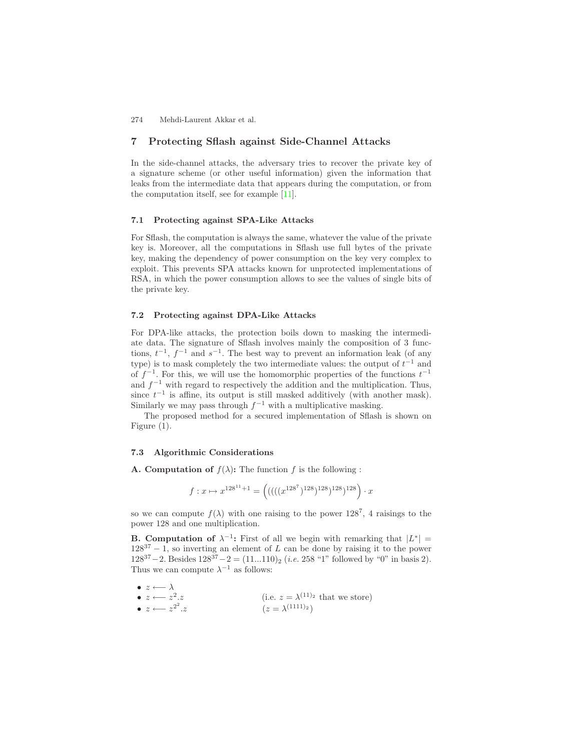## 7 Protecting Sflash against Side-Channel Attacks

In the side-channel attacks, the adversary tries to recover the private key of a signature scheme (or other useful information) given the information that leaks from the intermediate data that appears during the computation, or from the computation itself, see for example [11].

### 7.1 Protecting against SPA-Like Attacks

For Sflash, the computation is always the same, whatever the value of the private key is. Moreover, all the computations in Sflash use full bytes of the private key, making the dependency of power consumption on the key very complex to exploit. This prevents SPA attacks known for unprotected implementations of RSA, in which the power consumption allows to see the values of single bits of the private key.

### 7.2 Protecting against DPA-Like Attacks

For DPA-like attacks, the protection boils down to masking the intermediate data. The signature of Sflash involves mainly the composition of 3 functions, $t^{-1}$, $f^{-1}$ and $s^{-1}$. The best way to prevent an information leak (of any type) is to mask completely the two intermediate values: the output of $t^{-1}$ and of $f^{-1}$. For this, we will use the homomorphic properties of the functions $t^{-1}$ and $f^{-1}$ with regard to respectively the addition and the multiplication. Thus, since $t^{-1}$ is affine, its output is still masked additively (with another mask). Similarly we may pass through $f^{-1}$ with a multiplicative masking.

The proposed method for a secured implementation of Sflash is shown on Figure (1).

### 7.3 Algorithmic Considerations

**A. Computation of $f(\lambda)$:** The function $f$ is the following :

$$f : x \mapsto x^{128^{11}+1} = \left( ((((x^{128^7})^{128})^{128})^{128})^{128} \right) \cdot x$$

so we can compute $f(\lambda)$ with one raising to the power $128^7$, 4 raisings to the power 128 and one multiplication.

**B. Computation of $\lambda^{-1}$:** First of all we begin with remarking that $|L^*| = 128^{37} - 1$, so inverting an element of $L$ can be done by raising it to the power $128^{37} - 2$. Besides $128^{37} - 2 = (11...110)_2$ (*i.e.* 258 "1" followed by "0" in basis 2). Thus we can compute $\lambda^{-1}$ as follows:

- $z \longleftarrow \lambda$
- $z \longleftarrow z^2.z$ (i.e. $z = \lambda^{(11)_2}$ that we store)
- $z \longleftarrow z^{2^2}.z$ ($z = \lambda^{(1111)_2}$)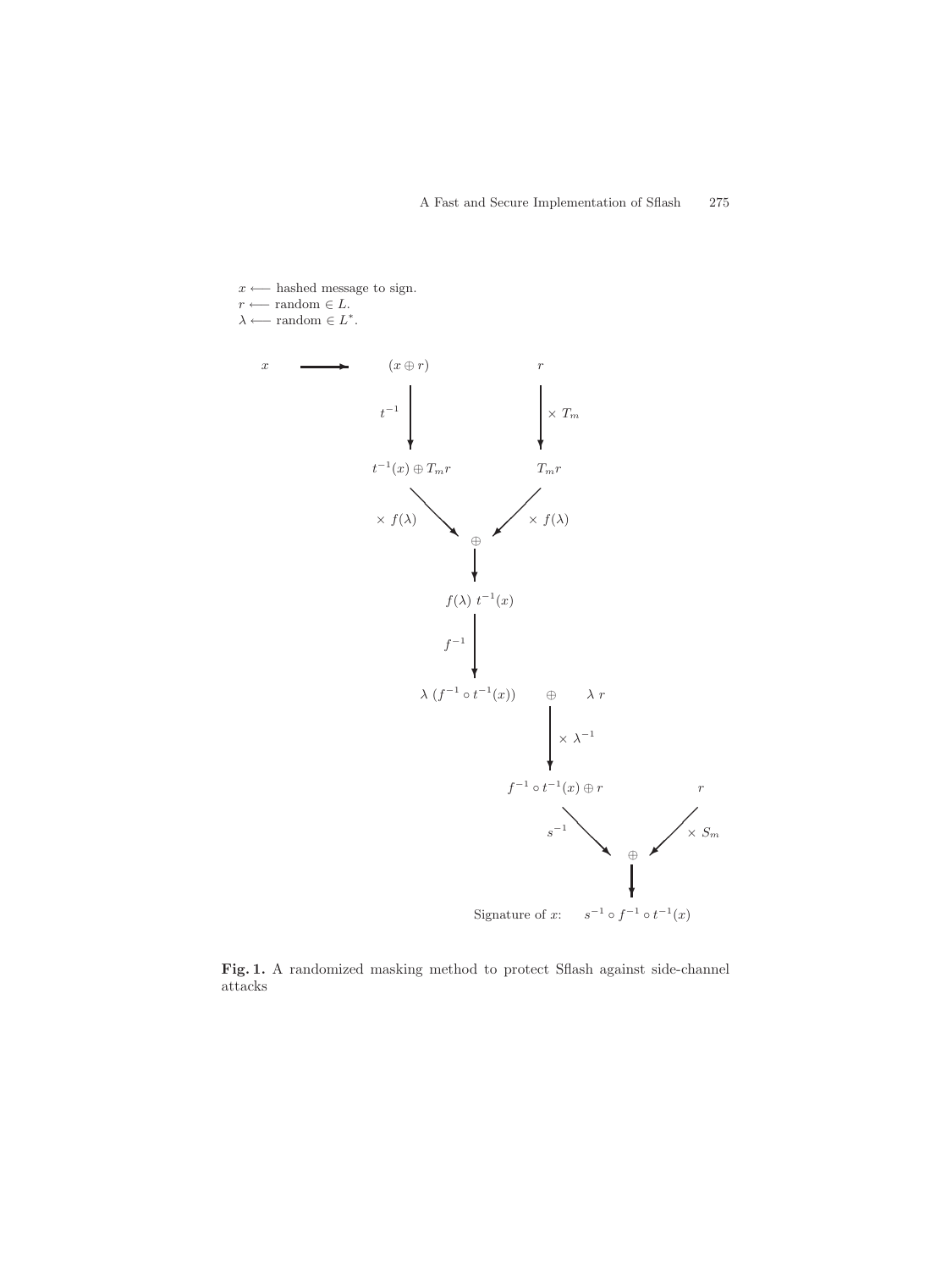$x \longleftarrow$ hashed message to sign.
$r \longleftarrow$ random $\in L$.
$\lambda \longleftarrow$ random $\in L^*$.

$x \longrightarrow (x \oplus r)$ $\quad\quad r$

$(x \oplus r) \xrightarrow{t^{-1}} t^{-1}(x) \oplus T_m r$

$r \xrightarrow{\times T_m} T_m r$

$t^{-1}(x) \oplus T_m r \xrightarrow{\times f(\lambda)} \oplus \xleftarrow{\times f(\lambda)} T_m r$

$\oplus \longrightarrow f(\lambda)\ t^{-1}(x)$

$f(\lambda)\ t^{-1}(x) \xrightarrow{f^{-1}} \lambda\ (f^{-1} \circ t^{-1}(x)) \quad \oplus \quad \lambda\ r$

$\xrightarrow{\times \lambda^{-1}} f^{-1} \circ t^{-1}(x) \oplus r$ $\quad\quad r$

$f^{-1} \circ t^{-1}(x) \oplus r \xrightarrow{s^{-1}} \oplus \xleftarrow{\times S_m} r$

$\oplus \longrightarrow$ Signature of $x$: $\quad s^{-1} \circ f^{-1} \circ t^{-1}(x)$

**Fig. 1.** A randomized masking method to protect Sflash against side-channel attacks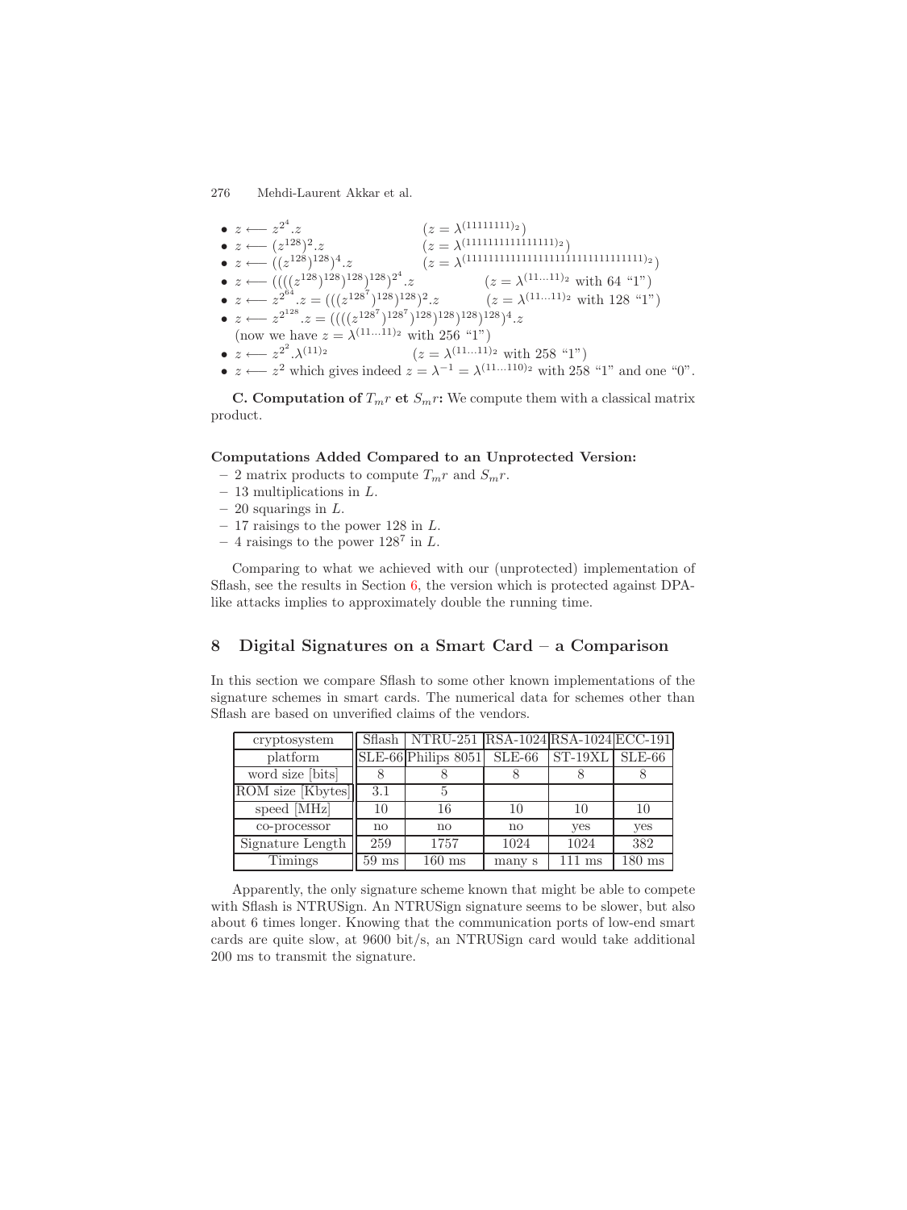- $z \longleftarrow z^{2^4}.z$ $\quad (z = \lambda^{(11111111)_2})$
- $z \longleftarrow (z^{128})^2.z$ $\quad (z = \lambda^{(1111111111111111)_2})$
- $z \longleftarrow ((z^{128})^{128})^4.z$ $\quad (z = \lambda^{(11111111111111111111111111111111)_2})$
- $z \longleftarrow ((((z^{128})^{128})^{128})^{128})^{2^4}.z$ $\quad (z = \lambda^{(11...11)_2}$ with 64 "1")
- $z \longleftarrow z^{2^{64}}.z = (((z^{128^7})^{128})^{128})^2.z$ $\quad (z = \lambda^{(11...11)_2}$ with 128 "1")
- $z \longleftarrow z^{2^{128}}.z = ((((z^{128^7})^{128^7})^{128})^{128})^{128})^4.z$
  (now we have $z = \lambda^{(11...11)_2}$ with 256 "1")
- $z \longleftarrow z^{2^2}.\lambda^{(11)_2}$ $\quad (z = \lambda^{(11...11)_2}$ with 258 "1")
- $z \longleftarrow z^2$ which gives indeed $z = \lambda^{-1} = \lambda^{(11...110)_2}$ with 258 "1" and one "0".

**C. Computation of $T_m r$ et $S_m r$:** We compute them with a classical matrix product.

**Computations Added Compared to an Unprotected Version:**

- 2 matrix products to compute $T_m r$ and $S_m r$.
- 13 multiplications in $L$.
- 20 squarings in $L$.
- 17 raisings to the power 128 in $L$.
- 4 raisings to the power $128^7$ in $L$.

Comparing to what we achieved with our (unprotected) implementation of Sflash, see the results in Section 6, the version which is protected against DPA-like attacks implies to approximately double the running time.

## 8 Digital Signatures on a Smart Card – a Comparison

In this section we compare Sflash to some other known implementations of the signature schemes in smart cards. The numerical data for schemes other than Sflash are based on unverified claims of the vendors.

| cryptosystem | Sflash | NTRU-251 | RSA-1024 | RSA-1024 | ECC-191 |
|---|---|---|---|---|---|
| platform | SLE-66 | Philips 8051 | SLE-66 | ST-19XL | SLE-66 |
| word size [bits] | 8 | 8 | 8 | 8 | 8 |
| ROM size [Kbytes] | 3.1 | 5 | | | |
| speed [MHz] | 10 | 16 | 10 | 10 | 10 |
| co-processor | no | no | no | yes | yes |
| Signature Length | 259 | 1757 | 1024 | 1024 | 382 |
| Timings | 59 ms | 160 ms | many s | 111 ms | 180 ms |

Apparently, the only signature scheme known that might be able to compete with Sflash is NTRUSign. An NTRUSign signature seems to be slower, but also about 6 times longer. Knowing that the communication ports of low-end smart cards are quite slow, at 9600 bit/s, an NTRUSign card would take additional 200 ms to transmit the signature.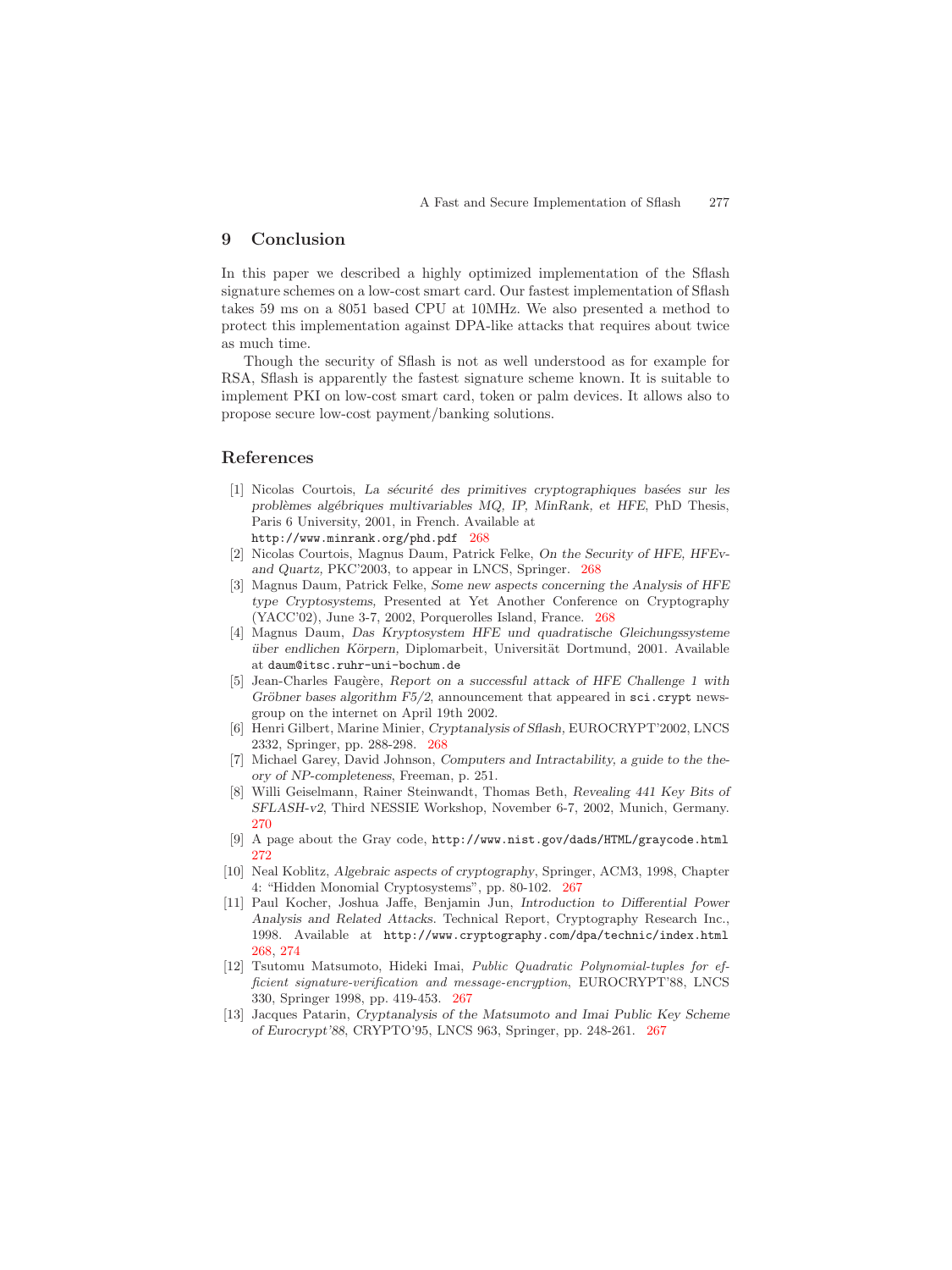## 9 Conclusion

In this paper we described a highly optimized implementation of the Sflash signature schemes on a low-cost smart card. Our fastest implementation of Sflash takes 59 ms on a 8051 based CPU at 10MHz. We also presented a method to protect this implementation against DPA-like attacks that requires about twice as much time.

Though the security of Sflash is not as well understood as for example for RSA, Sflash is apparently the fastest signature scheme known. It is suitable to implement PKI on low-cost smart card, token or palm devices. It allows also to propose secure low-cost payment/banking solutions.

## References

1. Nicolas Courtois, *La sécurité des primitives cryptographiques basées sur les problèmes algébriques multivariables MQ, IP, MinRank, et HFE*, PhD Thesis, Paris 6 University, 2001, in French. Available at `http://www.minrank.org/phd.pdf` 268
2. Nicolas Courtois, Magnus Daum, Patrick Felke, *On the Security of HFE, HFEv- and Quartz,* PKC'2003, to appear in LNCS, Springer. 268
3. Magnus Daum, Patrick Felke, *Some new aspects concerning the Analysis of HFE type Cryptosystems,* Presented at Yet Another Conference on Cryptography (YACC'02), June 3-7, 2002, Porquerolles Island, France. 268
4. Magnus Daum, *Das Kryptosystem HFE und quadratische Gleichungssysteme über endlichen Körpern,* Diplomarbeit, Universität Dortmund, 2001. Available at `daum@itsc.ruhr-uni-bochum.de`
5. Jean-Charles Faugère, *Report on a successful attack of HFE Challenge 1 with Gröbner bases algorithm F5/2*, announcement that appeared in `sci.crypt` newsgroup on the internet on April 19th 2002.
6. Henri Gilbert, Marine Minier, *Cryptanalysis of Sflash*, EUROCRYPT'2002, LNCS 2332, Springer, pp. 288-298. 268
7. Michael Garey, David Johnson, *Computers and Intractability, a guide to the theory of NP-completeness*, Freeman, p. 251.
8. Willi Geiselmann, Rainer Steinwandt, Thomas Beth, *Revealing 441 Key Bits of SFLASH-v2*, Third NESSIE Workshop, November 6-7, 2002, Munich, Germany. 270
9. A page about the Gray code, `http://www.nist.gov/dads/HTML/graycode.html` 272
10. Neal Koblitz, *Algebraic aspects of cryptography*, Springer, ACM3, 1998, Chapter 4: "Hidden Monomial Cryptosystems", pp. 80-102. 267
11. Paul Kocher, Joshua Jaffe, Benjamin Jun, *Introduction to Differential Power Analysis and Related Attacks.* Technical Report, Cryptography Research Inc., 1998. Available at `http://www.cryptography.com/dpa/technic/index.html` 268, 274
12. Tsutomu Matsumoto, Hideki Imai, *Public Quadratic Polynomial-tuples for efficient signature-verification and message-encryption*, EUROCRYPT'88, LNCS 330, Springer 1998, pp. 419-453. 267
13. Jacques Patarin, *Cryptanalysis of the Matsumoto and Imai Public Key Scheme of Eurocrypt'88*, CRYPTO'95, LNCS 963, Springer, pp. 248-261. 267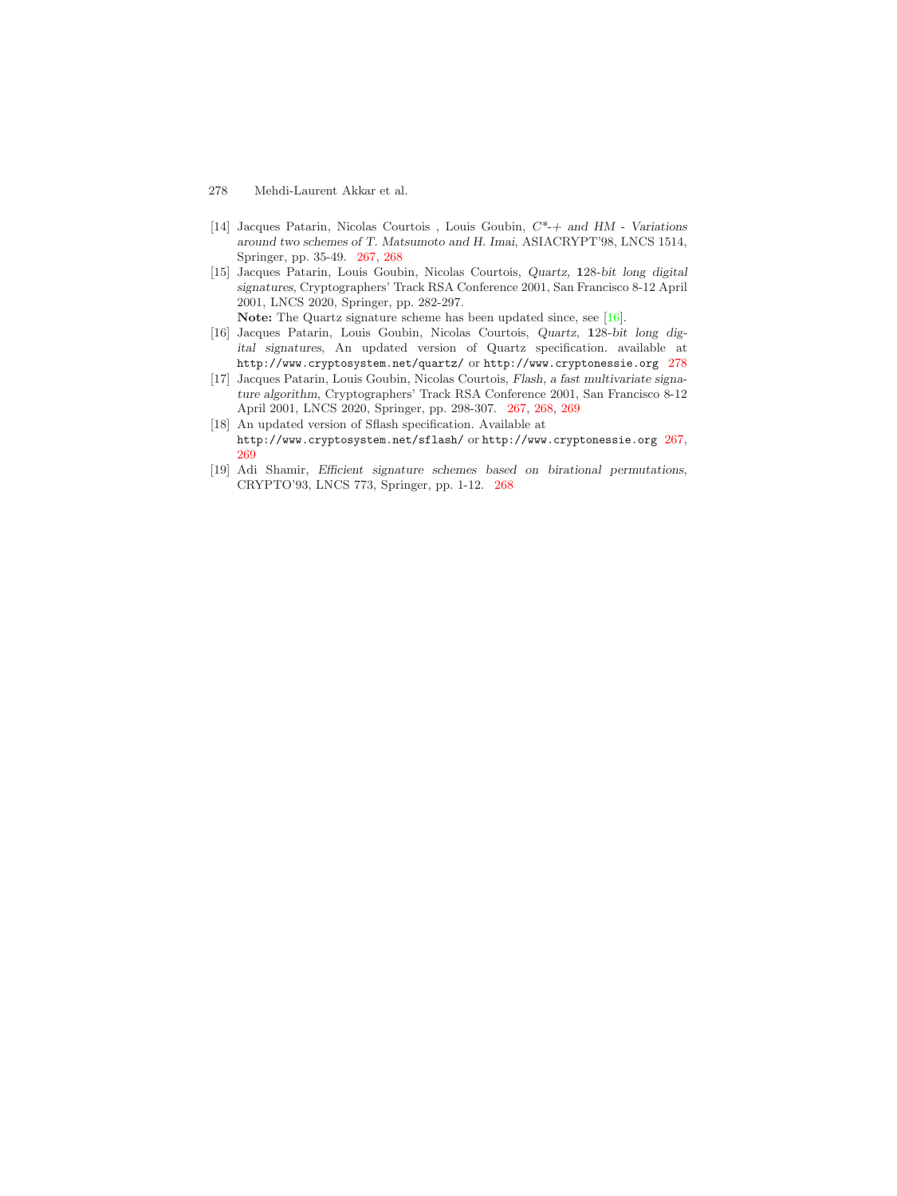[14] Jacques Patarin, Nicolas Courtois , Louis Goubin, *C\*-+ and HM - Variations around two schemes of T. Matsumoto and H. Imai*, ASIACRYPT'98, LNCS 1514, Springer, pp. 35-49. 267, 268

[15] Jacques Patarin, Louis Goubin, Nicolas Courtois, *Quartz, 128-bit long digital signatures*, Cryptographers' Track RSA Conference 2001, San Francisco 8-12 April 2001, LNCS 2020, Springer, pp. 282-297.
**Note:** The Quartz signature scheme has been updated since, see [16].

[16] Jacques Patarin, Louis Goubin, Nicolas Courtois, *Quartz, 128-bit long digital signatures*, An updated version of Quartz specification. available at `http://www.cryptosystem.net/quartz/` or `http://www.cryptonessie.org` 278

[17] Jacques Patarin, Louis Goubin, Nicolas Courtois, *Flash, a fast multivariate signature algorithm*, Cryptographers' Track RSA Conference 2001, San Francisco 8-12 April 2001, LNCS 2020, Springer, pp. 298-307. 267, 268, 269

[18] An updated version of Sflash specification. Available at `http://www.cryptosystem.net/sflash/` or `http://www.cryptonessie.org` 267, 269

[19] Adi Shamir, *Efficient signature schemes based on birational permutations*, CRYPTO'93, LNCS 773, Springer, pp. 1-12. 268